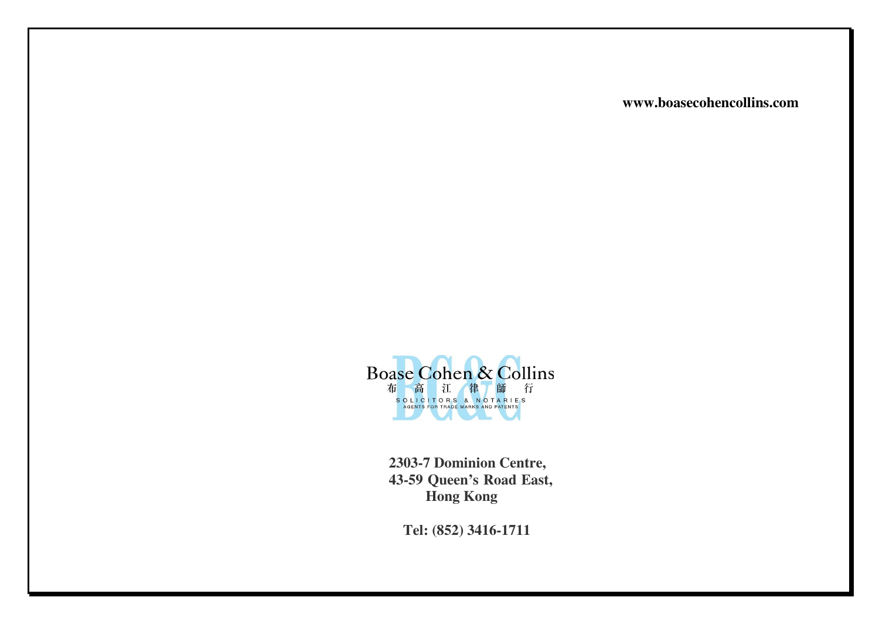www.boasecohencollins.com

Boase Cohen & Collins

布 高 江 律 師 行

SOLICITORS & NOTARIES

AGENTS FOR TRADE MARKS AND PATENTS

**2303-7 Dominion Centre,**
**43-59 Queen's Road East,**
**Hong Kong**

**Tel: (852) 3416-1711**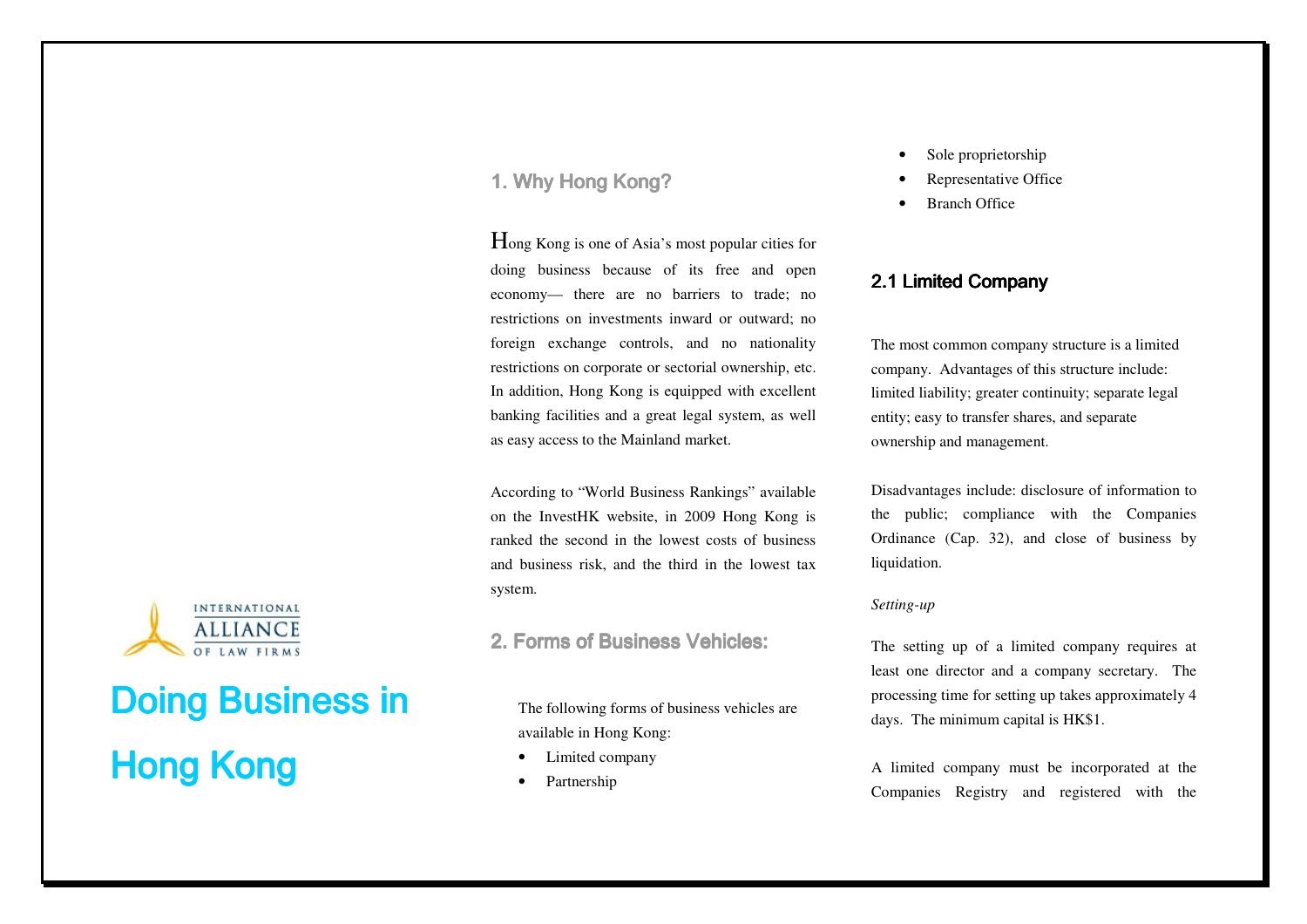INTERNATIONAL ALLIANCE OF LAW FIRMS

# Doing Business in Hong Kong

## 1. Why Hong Kong?

Hong Kong is one of Asia's most popular cities for doing business because of its free and open economy— there are no barriers to trade; no restrictions on investments inward or outward; no foreign exchange controls, and no nationality restrictions on corporate or sectorial ownership, etc. In addition, Hong Kong is equipped with excellent banking facilities and a great legal system, as well as easy access to the Mainland market.

According to "World Business Rankings" available on the InvestHK website, in 2009 Hong Kong is ranked the second in the lowest costs of business and business risk, and the third in the lowest tax system.

## 2. Forms of Business Vehicles:

The following forms of business vehicles are available in Hong Kong:

- Limited company
- Partnership
- Sole proprietorship
- Representative Office
- Branch Office

### 2.1 Limited Company

The most common company structure is a limited company. Advantages of this structure include: limited liability; greater continuity; separate legal entity; easy to transfer shares, and separate ownership and management.

Disadvantages include: disclosure of information to the public; compliance with the Companies Ordinance (Cap. 32), and close of business by liquidation.

*Setting-up*

The setting up of a limited company requires at least one director and a company secretary. The processing time for setting up takes approximately 4 days. The minimum capital is HK$1.

A limited company must be incorporated at the Companies Registry and registered with the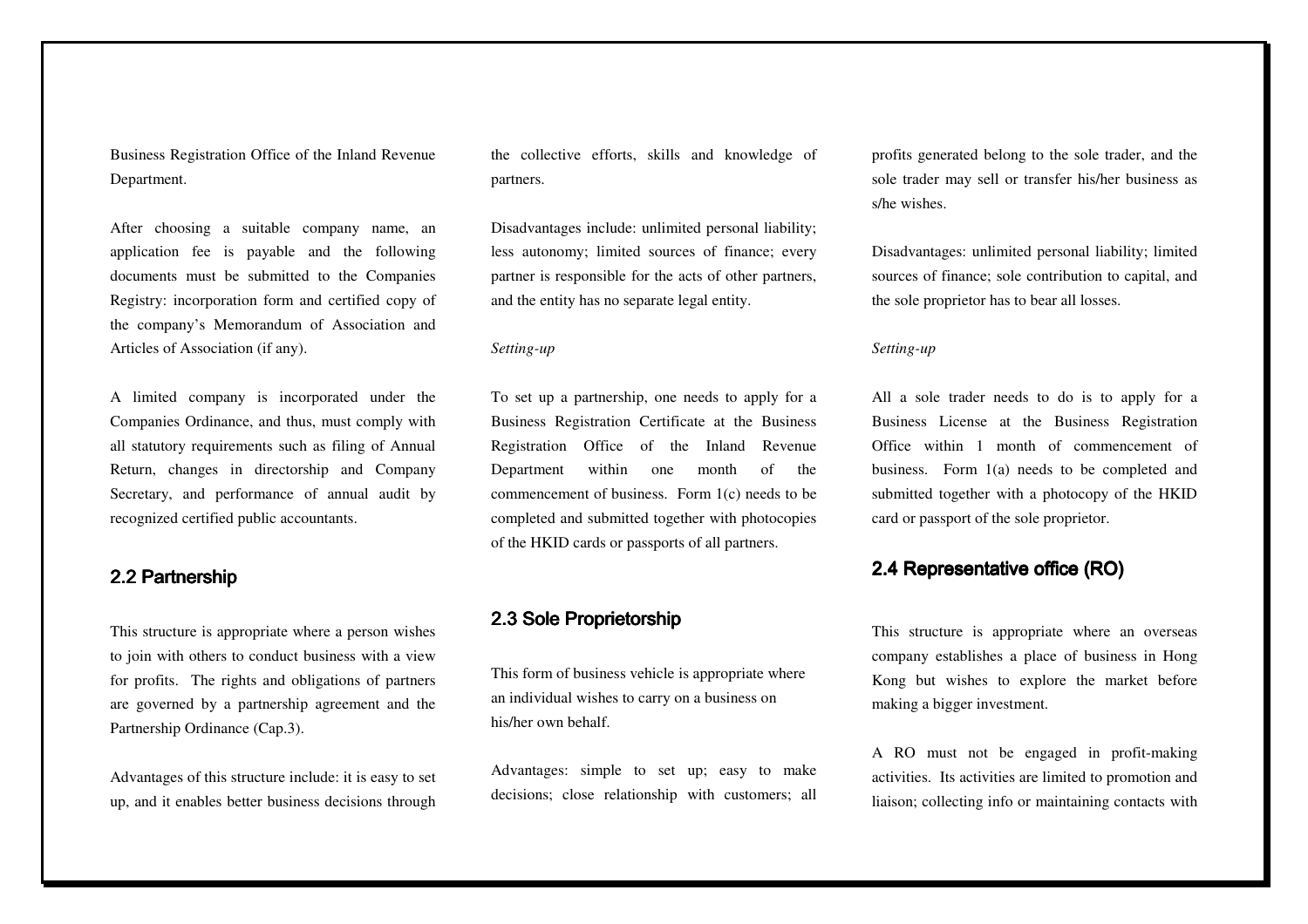Business Registration Office of the Inland Revenue Department.

After choosing a suitable company name, an application fee is payable and the following documents must be submitted to the Companies Registry: incorporation form and certified copy of the company's Memorandum of Association and Articles of Association (if any).

A limited company is incorporated under the Companies Ordinance, and thus, must comply with all statutory requirements such as filing of Annual Return, changes in directorship and Company Secretary, and performance of annual audit by recognized certified public accountants.

## 2.2 Partnership

This structure is appropriate where a person wishes to join with others to conduct business with a view for profits. The rights and obligations of partners are governed by a partnership agreement and the Partnership Ordinance (Cap.3).

Advantages of this structure include: it is easy to set up, and it enables better business decisions through the collective efforts, skills and knowledge of partners.

Disadvantages include: unlimited personal liability; less autonomy; limited sources of finance; every partner is responsible for the acts of other partners, and the entity has no separate legal entity.

*Setting-up*

To set up a partnership, one needs to apply for a Business Registration Certificate at the Business Registration Office of the Inland Revenue Department within one month of the commencement of business. Form 1(c) needs to be completed and submitted together with photocopies of the HKID cards or passports of all partners.

## 2.3 Sole Proprietorship

This form of business vehicle is appropriate where an individual wishes to carry on a business on his/her own behalf.

Advantages: simple to set up; easy to make decisions; close relationship with customers; all profits generated belong to the sole trader, and the sole trader may sell or transfer his/her business as s/he wishes.

Disadvantages: unlimited personal liability; limited sources of finance; sole contribution to capital, and the sole proprietor has to bear all losses.

*Setting-up*

All a sole trader needs to do is to apply for a Business License at the Business Registration Office within 1 month of commencement of business. Form 1(a) needs to be completed and submitted together with a photocopy of the HKID card or passport of the sole proprietor.

## 2.4 Representative office (RO)

This structure is appropriate where an overseas company establishes a place of business in Hong Kong but wishes to explore the market before making a bigger investment.

A RO must not be engaged in profit-making activities. Its activities are limited to promotion and liaison; collecting info or maintaining contacts with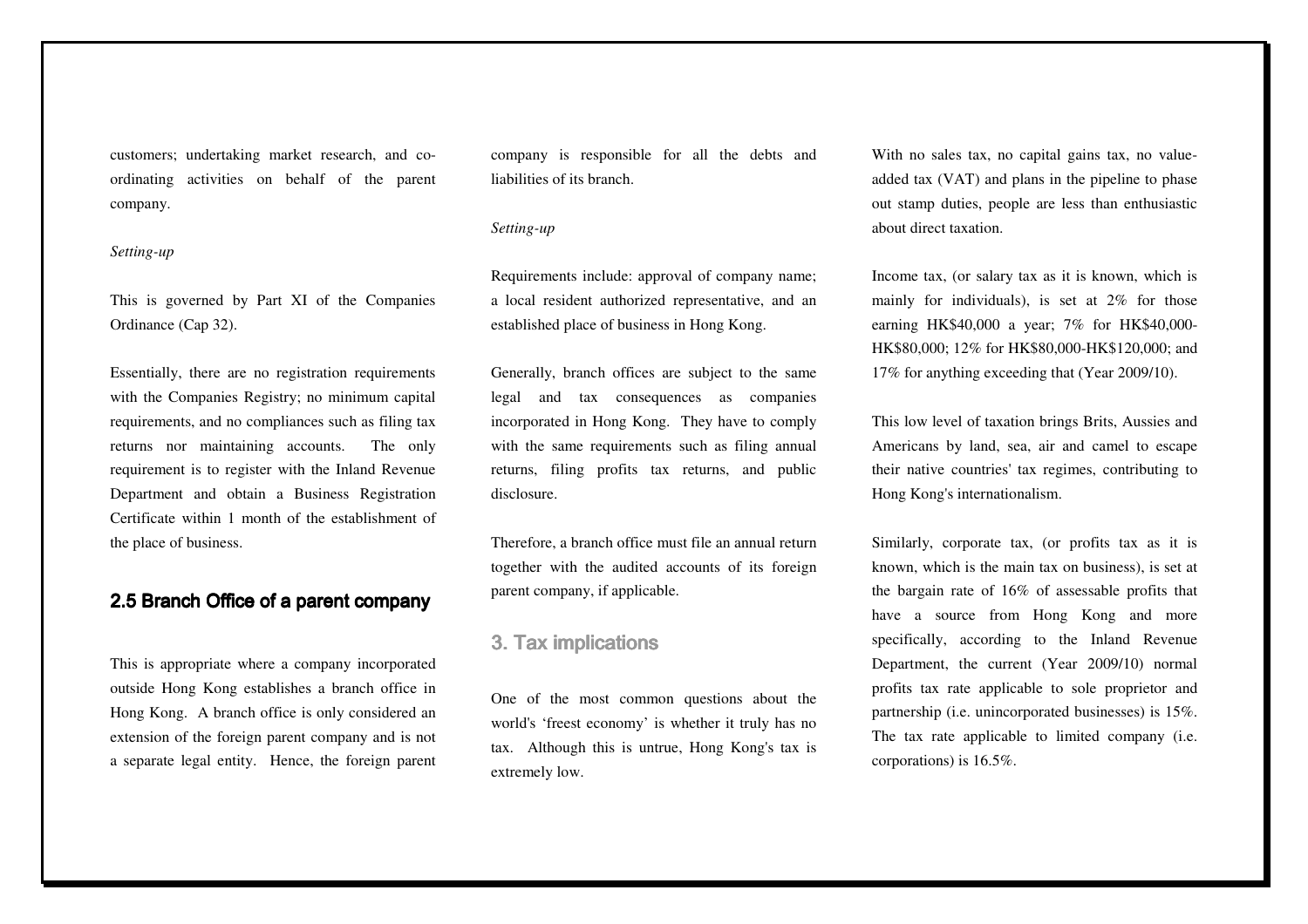customers; undertaking market research, and co-ordinating activities on behalf of the parent company.

*Setting-up*

This is governed by Part XI of the Companies Ordinance (Cap 32).

Essentially, there are no registration requirements with the Companies Registry; no minimum capital requirements, and no compliances such as filing tax returns nor maintaining accounts. The only requirement is to register with the Inland Revenue Department and obtain a Business Registration Certificate within 1 month of the establishment of the place of business.

## 2.5 Branch Office of a parent company

This is appropriate where a company incorporated outside Hong Kong establishes a branch office in Hong Kong. A branch office is only considered an extension of the foreign parent company and is not a separate legal entity. Hence, the foreign parent company is responsible for all the debts and liabilities of its branch.

*Setting-up*

Requirements include: approval of company name; a local resident authorized representative, and an established place of business in Hong Kong.

Generally, branch offices are subject to the same legal and tax consequences as companies incorporated in Hong Kong. They have to comply with the same requirements such as filing annual returns, filing profits tax returns, and public disclosure.

Therefore, a branch office must file an annual return together with the audited accounts of its foreign parent company, if applicable.

# 3. Tax implications

One of the most common questions about the world's 'freest economy' is whether it truly has no tax. Although this is untrue, Hong Kong's tax is extremely low.

With no sales tax, no capital gains tax, no value-added tax (VAT) and plans in the pipeline to phase out stamp duties, people are less than enthusiastic about direct taxation.

Income tax, (or salary tax as it is known, which is mainly for individuals), is set at 2% for those earning HK$40,000 a year; 7% for HK$40,000-HK$80,000; 12% for HK$80,000-HK$120,000; and 17% for anything exceeding that (Year 2009/10).

This low level of taxation brings Brits, Aussies and Americans by land, sea, air and camel to escape their native countries' tax regimes, contributing to Hong Kong's internationalism.

Similarly, corporate tax, (or profits tax as it is known, which is the main tax on business), is set at the bargain rate of 16% of assessable profits that have a source from Hong Kong and more specifically, according to the Inland Revenue Department, the current (Year 2009/10) normal profits tax rate applicable to sole proprietor and partnership (i.e. unincorporated businesses) is 15%. The tax rate applicable to limited company (i.e. corporations) is 16.5%.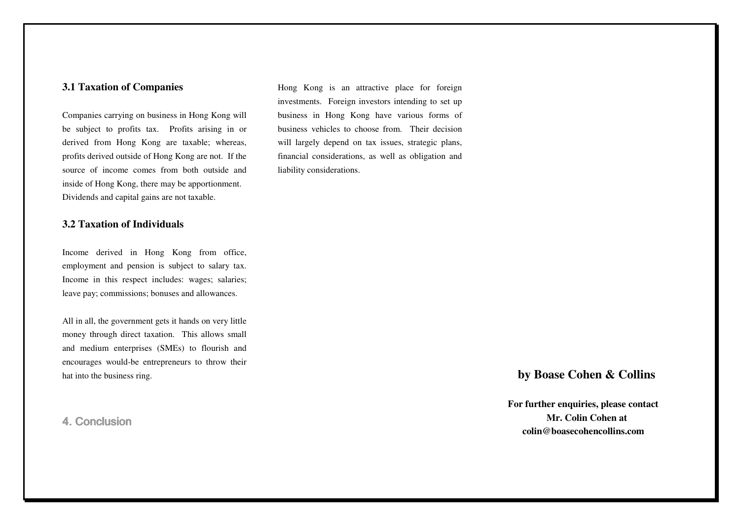### 3.1 Taxation of Companies

Companies carrying on business in Hong Kong will be subject to profits tax. Profits arising in or derived from Hong Kong are taxable; whereas, profits derived outside of Hong Kong are not. If the source of income comes from both outside and inside of Hong Kong, there may be apportionment. Dividends and capital gains are not taxable.

### 3.2 Taxation of Individuals

Income derived in Hong Kong from office, employment and pension is subject to salary tax. Income in this respect includes: wages; salaries; leave pay; commissions; bonuses and allowances.

All in all, the government gets it hands on very little money through direct taxation. This allows small and medium enterprises (SMEs) to flourish and encourages would-be entrepreneurs to throw their hat into the business ring.

## 4. Conclusion

Hong Kong is an attractive place for foreign investments. Foreign investors intending to set up business in Hong Kong have various forms of business vehicles to choose from. Their decision will largely depend on tax issues, strategic plans, financial considerations, as well as obligation and liability considerations.

**by Boase Cohen & Collins**

**For further enquiries, please contact Mr. Colin Cohen at colin@boasecohencollins.com**